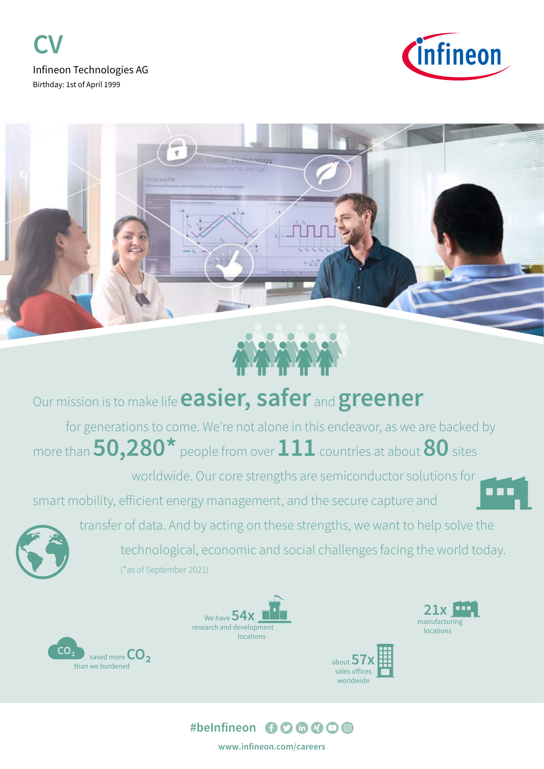# CV

Infineon Technologies AG

Birthday: 1st of April 1999

Our mission is to make life **easier, safer** and **greener** for generations to come. We're not alone in this endeavor, as we are backed by more than **50,280*** people from over **111** countries at about **80** sites worldwide. Our core strengths are semiconductor solutions for smart mobility, efficient energy management, and the secure capture and transfer of data. And by acting on these strengths, we want to help solve the technological, economic and social challenges facing the world today.

(*as of September 2021)

We have **54x** research and development locations

**21x** manufacturing locations

$CO_2$ saved more $CO_2$ than we burdened

about **57x** sales offices worldwide

**#beInfineon**

**www.infineon.com/careers**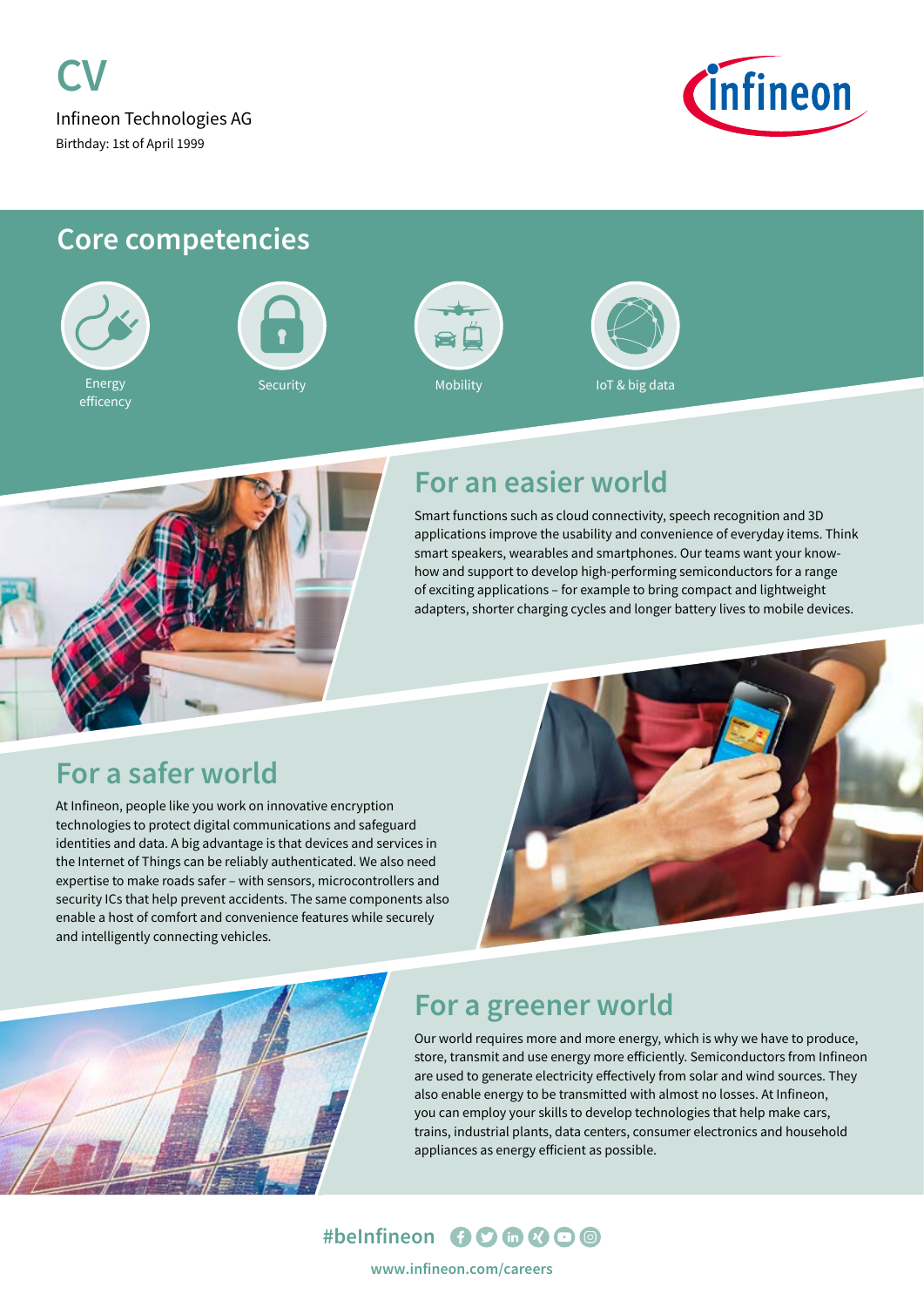# CV

Infineon Technologies AG

Birthday: 1st of April 1999

## Core competencies

Energy efficency

Security

Mobility

IoT & big data

## For an easier world

Smart functions such as cloud connectivity, speech recognition and 3D applications improve the usability and convenience of everyday items. Think smart speakers, wearables and smartphones. Our teams want your know-how and support to develop high-performing semiconductors for a range of exciting applications – for example to bring compact and lightweight adapters, shorter charging cycles and longer battery lives to mobile devices.

## For a safer world

At Infineon, people like you work on innovative encryption technologies to protect digital communications and safeguard identities and data. A big advantage is that devices and services in the Internet of Things can be reliably authenticated. We also need expertise to make roads safer – with sensors, microcontrollers and security ICs that help prevent accidents. The same components also enable a host of comfort and convenience features while securely and intelligently connecting vehicles.

## For a greener world

Our world requires more and more energy, which is why we have to produce, store, transmit and use energy more efficiently. Semiconductors from Infineon are used to generate electricity effectively from solar and wind sources. They also enable energy to be transmitted with almost no losses. At Infineon, you can employ your skills to develop technologies that help make cars, trains, industrial plants, data centers, consumer electronics and household appliances as energy efficient as possible.

#beInfineon

www.infineon.com/careers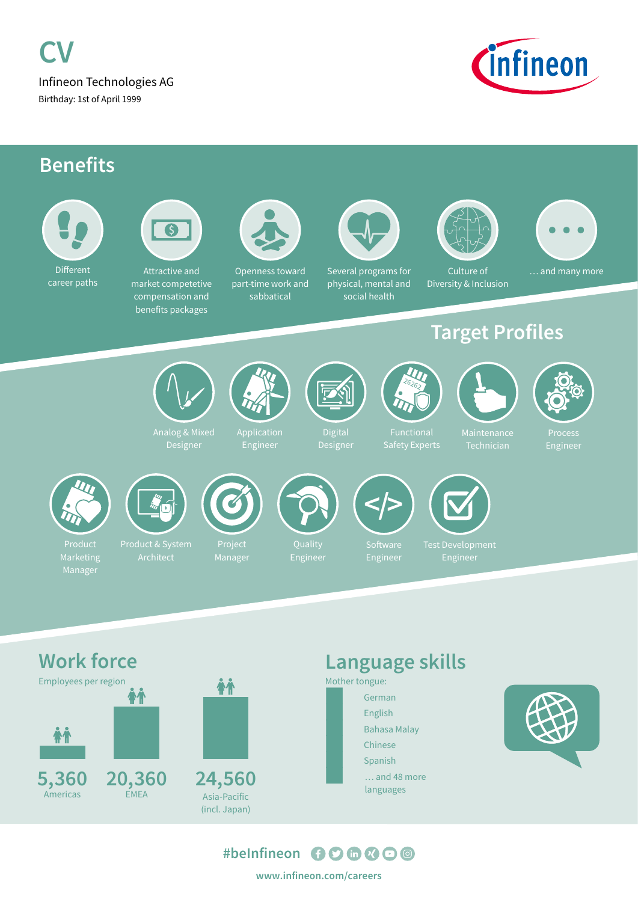# CV

Infineon Technologies AG

Birthday: 1st of April 1999

## Benefits

- Different career paths
- Attractive and market competetive compensation and benefits packages
- Openness toward part-time work and sabbatical
- Several programs for physical, mental and social health
- Culture of Diversity & Inclusion
- … and many more

## Target Profiles

- Analog & Mixed Designer
- Application Engineer
- Digital Designer
- Functional Safety Experts
- Maintenance Technician
- Process Engineer
- Product Marketing Manager
- Product & System Architect
- Project Manager
- Quality Engineer
- Software Engineer
- Test Development Engineer

## Work force

Employees per region

5,360
Americas

20,360
EMEA

24,560
Asia-Pacific (incl. Japan)

## Language skills

Mother tongue:

- German
- English
- Bahasa Malay
- Chinese
- Spanish
- … and 48 more languages

#beInfineon

www.infineon.com/careers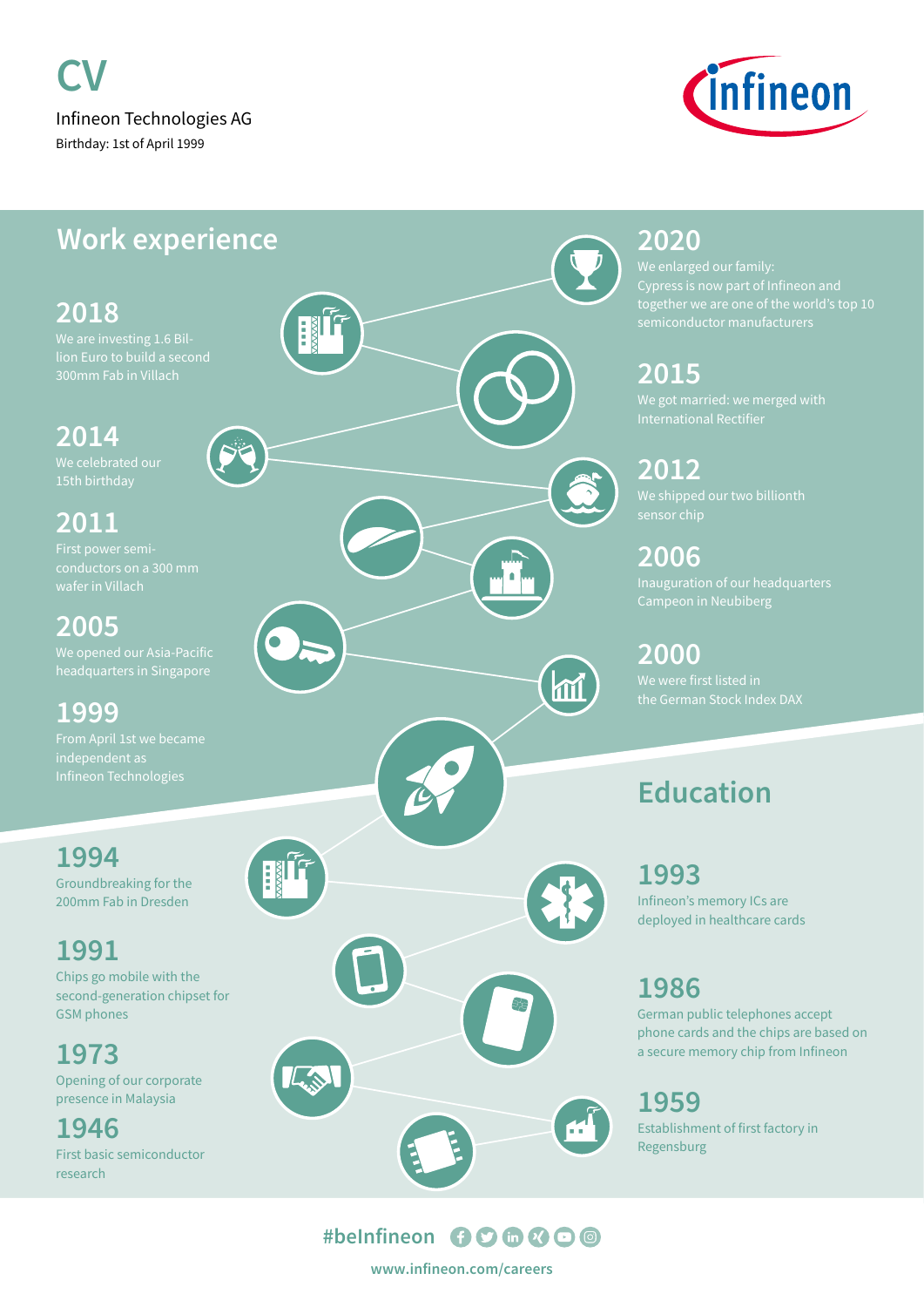# CV

Infineon Technologies AG

Birthday: 1st of April 1999

## Work experience

### 2020
We enlarged our family: Cypress is now part of Infineon and together we are one of the world's top 10 semiconductor manufacturers

### 2018
We are investing 1.6 Billion Euro to build a second 300mm Fab in Villach

### 2015
We got married: we merged with International Rectifier

### 2014
We celebrated our 15th birthday

### 2012
We shipped our two billionth sensor chip

### 2011
First power semiconductors on a 300 mm wafer in Villach

### 2006
Inauguration of our headquarters Campeon in Neubiberg

### 2005
We opened our Asia-Pacific headquarters in Singapore

### 2000
We were first listed in the German Stock Index DAX

### 1999
From April 1st we became independent as Infineon Technologies

## Education

### 1994
Groundbreaking for the 200mm Fab in Dresden

### 1993
Infineon's memory ICs are deployed in healthcare cards

### 1991
Chips go mobile with the second-generation chipset for GSM phones

### 1986
German public telephones accept phone cards and the chips are based on a secure memory chip from Infineon

### 1973
Opening of our corporate presence in Malaysia

### 1959
Establishment of first factory in Regensburg

### 1946
First basic semiconductor research

#beInfineon

www.infineon.com/careers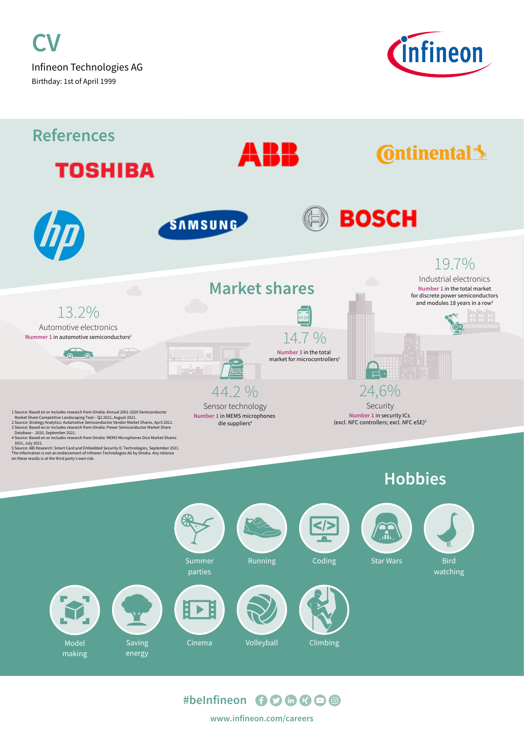# CV

Infineon Technologies AG

Birthday: 1st of April 1999

## References

TOSHIBA

ABB

Continental

hp

SAMSUNG

BOSCH

## Market shares

13.2%

Automotive electronics

**Nummer 1** in automotive semiconductors[2]

19.7%

Industrial electronics

**Number 1** in the total market for discrete power semiconductors and modules 18 years in a row[3]

14.7 %

**Number 3** in the total market for microcontrollers[1]

44.2 %

Sensor technology

**Number 1** in MEMS microphones die suppliers[4]

24,6%

Security

**Number 1** in security ICs (excl. NFC controllers; excl. NFC eSE)[5]

1 Source: Based on or includes research from Omdia: Annual 2001-2020 Semiconductor Market Share Competitive Landscaping Tool – Q2 2021, August 2021.
2 Source: Strategy Analytics: Automotive Semiconductor Vendor Market Shares, April 2021.
3 Source: Based on or includes research from Omdia: Power Semiconductor Market Share Database – 2020, September 2021.
4 Source: Based on or includes research from Omdia: MEMS Microphones Dice Market Shares 2021, July 2021.
5 Source: ABI Research: Smart Card and Embedded Security IC Technologies, September 2021.
The information is not an endorsement of Infineon Technologies AG by Omdia. Any reliance on these results is at the third party's own risk.

## Hobbies

- Summer parties
- Running
- Coding
- Star Wars
- Bird watching
- Model making
- Saving energy
- Cinema
- Volleyball
- Climbing

#beInfineon

www.infineon.com/careers